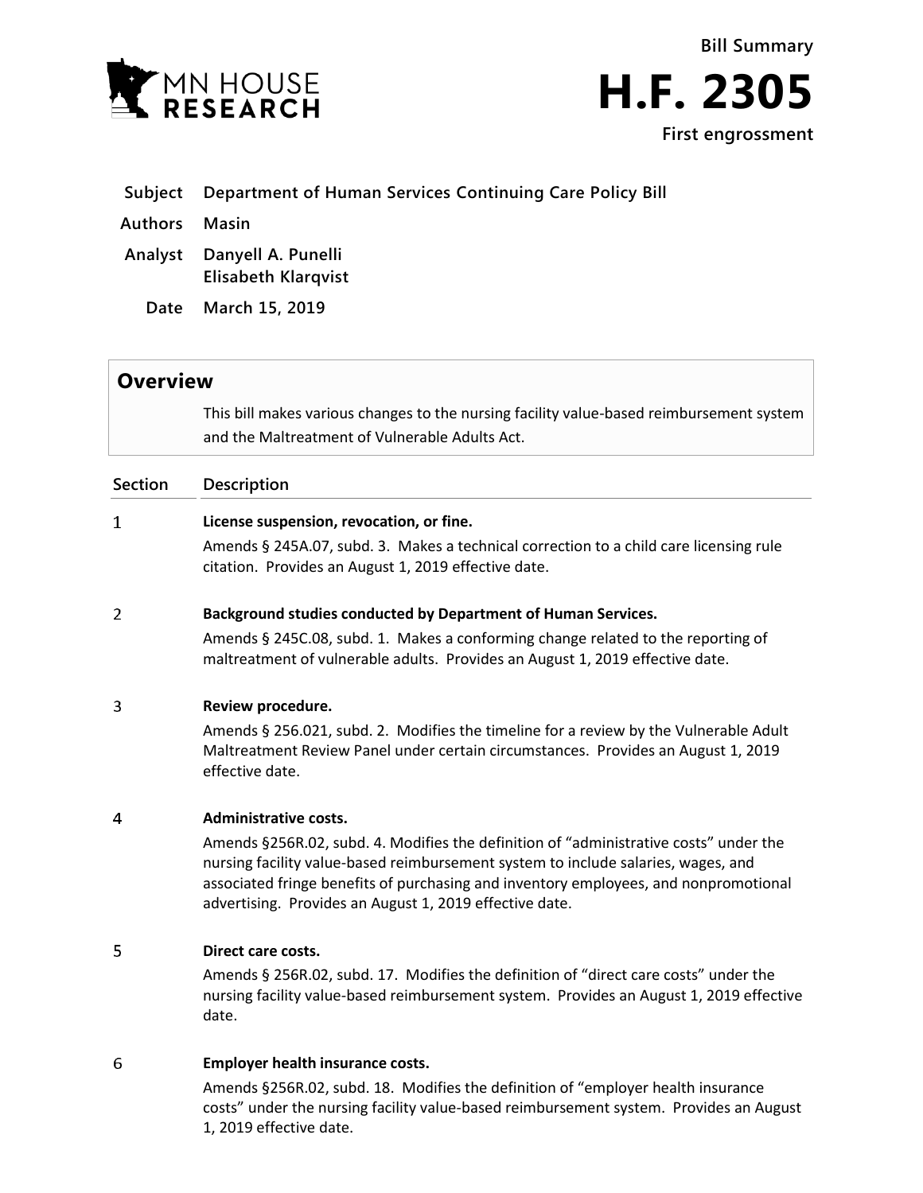MN HOUSE RESEARCH

**Bill Summary**

# H.F. 2305

**First engrossment**

| | |
|---|---|
| **Subject** | **Department of Human Services Continuing Care Policy Bill** |
| **Authors** | **Masin** |
| **Analyst** | **Danyell A. Punelli**<br>**Elisabeth Klarqvist** |
| **Date** | **March 15, 2019** |

## Overview

This bill makes various changes to the nursing facility value-based reimbursement system and the Maltreatment of Vulnerable Adults Act.

| Section | Description |
|---|---|
| 1 | **License suspension, revocation, or fine.**<br>Amends § 245A.07, subd. 3. Makes a technical correction to a child care licensing rule citation. Provides an August 1, 2019 effective date. |
| 2 | **Background studies conducted by Department of Human Services.**<br>Amends § 245C.08, subd. 1. Makes a conforming change related to the reporting of maltreatment of vulnerable adults. Provides an August 1, 2019 effective date. |
| 3 | **Review procedure.**<br>Amends § 256.021, subd. 2. Modifies the timeline for a review by the Vulnerable Adult Maltreatment Review Panel under certain circumstances. Provides an August 1, 2019 effective date. |
| 4 | **Administrative costs.**<br>Amends §256R.02, subd. 4. Modifies the definition of "administrative costs" under the nursing facility value-based reimbursement system to include salaries, wages, and associated fringe benefits of purchasing and inventory employees, and nonpromotional advertising. Provides an August 1, 2019 effective date. |
| 5 | **Direct care costs.**<br>Amends § 256R.02, subd. 17. Modifies the definition of "direct care costs" under the nursing facility value-based reimbursement system. Provides an August 1, 2019 effective date. |
| 6 | **Employer health insurance costs.**<br>Amends §256R.02, subd. 18. Modifies the definition of "employer health insurance costs" under the nursing facility value-based reimbursement system. Provides an August 1, 2019 effective date. |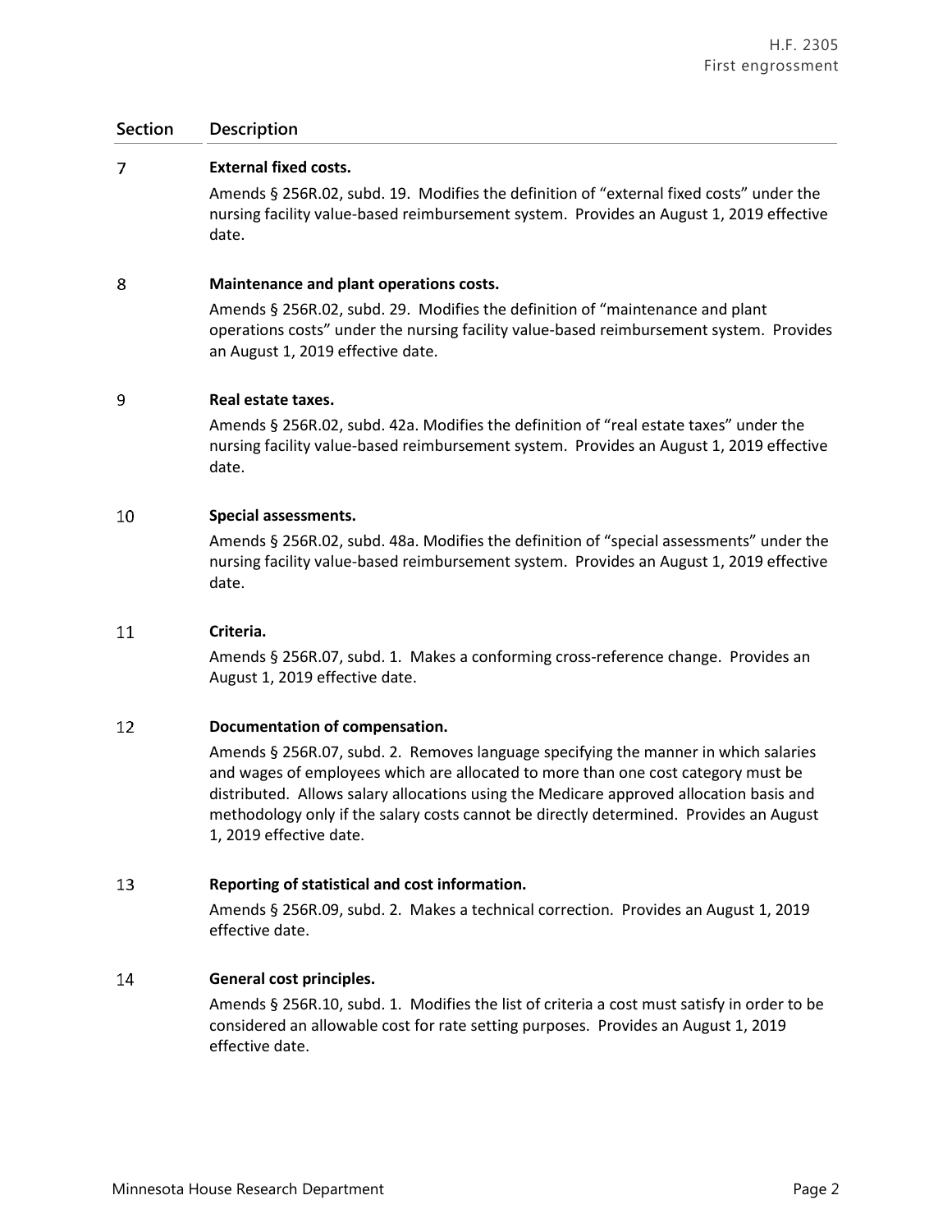| Section | Description |
|---|---|
| 7 | **External fixed costs.**<br>Amends § 256R.02, subd. 19. Modifies the definition of "external fixed costs" under the nursing facility value-based reimbursement system. Provides an August 1, 2019 effective date. |
| 8 | **Maintenance and plant operations costs.**<br>Amends § 256R.02, subd. 29. Modifies the definition of "maintenance and plant operations costs" under the nursing facility value-based reimbursement system. Provides an August 1, 2019 effective date. |
| 9 | **Real estate taxes.**<br>Amends § 256R.02, subd. 42a. Modifies the definition of "real estate taxes" under the nursing facility value-based reimbursement system. Provides an August 1, 2019 effective date. |
| 10 | **Special assessments.**<br>Amends § 256R.02, subd. 48a. Modifies the definition of "special assessments" under the nursing facility value-based reimbursement system. Provides an August 1, 2019 effective date. |
| 11 | **Criteria.**<br>Amends § 256R.07, subd. 1. Makes a conforming cross-reference change. Provides an August 1, 2019 effective date. |
| 12 | **Documentation of compensation.**<br>Amends § 256R.07, subd. 2. Removes language specifying the manner in which salaries and wages of employees which are allocated to more than one cost category must be distributed. Allows salary allocations using the Medicare approved allocation basis and methodology only if the salary costs cannot be directly determined. Provides an August 1, 2019 effective date. |
| 13 | **Reporting of statistical and cost information.**<br>Amends § 256R.09, subd. 2. Makes a technical correction. Provides an August 1, 2019 effective date. |
| 14 | **General cost principles.**<br>Amends § 256R.10, subd. 1. Modifies the list of criteria a cost must satisfy in order to be considered an allowable cost for rate setting purposes. Provides an August 1, 2019 effective date. |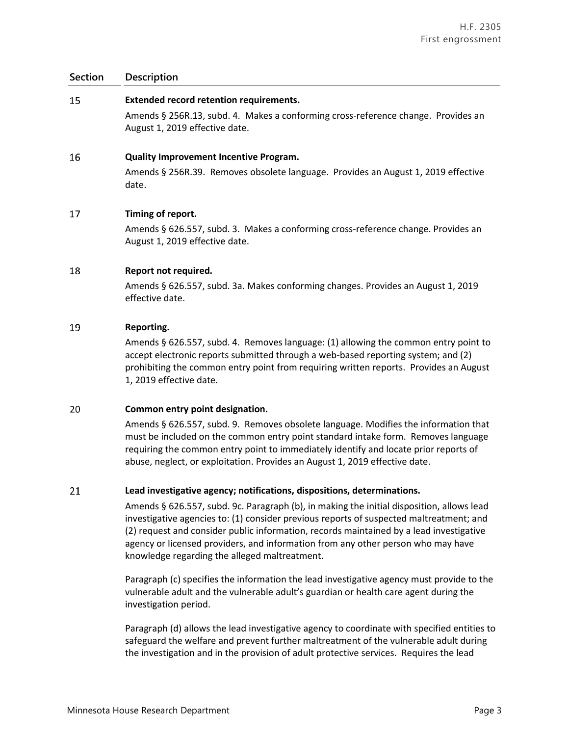| Section | Description |
|---|---|
| 15 | **Extended record retention requirements.**<br><br>Amends § 256R.13, subd. 4. Makes a conforming cross-reference change. Provides an August 1, 2019 effective date. |
| 16 | **Quality Improvement Incentive Program.**<br><br>Amends § 256R.39. Removes obsolete language. Provides an August 1, 2019 effective date. |
| 17 | **Timing of report.**<br><br>Amends § 626.557, subd. 3. Makes a conforming cross-reference change. Provides an August 1, 2019 effective date. |
| 18 | **Report not required.**<br><br>Amends § 626.557, subd. 3a. Makes conforming changes. Provides an August 1, 2019 effective date. |
| 19 | **Reporting.**<br><br>Amends § 626.557, subd. 4. Removes language: (1) allowing the common entry point to accept electronic reports submitted through a web-based reporting system; and (2) prohibiting the common entry point from requiring written reports. Provides an August 1, 2019 effective date. |
| 20 | **Common entry point designation.**<br><br>Amends § 626.557, subd. 9. Removes obsolete language. Modifies the information that must be included on the common entry point standard intake form. Removes language requiring the common entry point to immediately identify and locate prior reports of abuse, neglect, or exploitation. Provides an August 1, 2019 effective date. |
| 21 | **Lead investigative agency; notifications, dispositions, determinations.**<br><br>Amends § 626.557, subd. 9c. Paragraph (b), in making the initial disposition, allows lead investigative agencies to: (1) consider previous reports of suspected maltreatment; and (2) request and consider public information, records maintained by a lead investigative agency or licensed providers, and information from any other person who may have knowledge regarding the alleged maltreatment.<br><br>Paragraph (c) specifies the information the lead investigative agency must provide to the vulnerable adult and the vulnerable adult's guardian or health care agent during the investigation period.<br><br>Paragraph (d) allows the lead investigative agency to coordinate with specified entities to safeguard the welfare and prevent further maltreatment of the vulnerable adult during the investigation and in the provision of adult protective services. Requires the lead |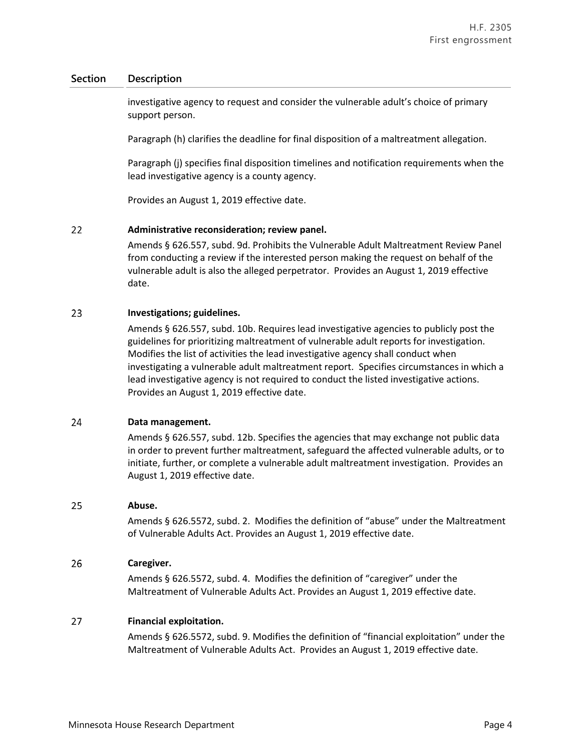| Section | Description |
|---|---|
| | investigative agency to request and consider the vulnerable adult's choice of primary support person.<br><br>Paragraph (h) clarifies the deadline for final disposition of a maltreatment allegation.<br><br>Paragraph (j) specifies final disposition timelines and notification requirements when the lead investigative agency is a county agency.<br><br>Provides an August 1, 2019 effective date. |
| 22 | **Administrative reconsideration; review panel.**<br>Amends § 626.557, subd. 9d. Prohibits the Vulnerable Adult Maltreatment Review Panel from conducting a review if the interested person making the request on behalf of the vulnerable adult is also the alleged perpetrator. Provides an August 1, 2019 effective date. |
| 23 | **Investigations; guidelines.**<br>Amends § 626.557, subd. 10b. Requires lead investigative agencies to publicly post the guidelines for prioritizing maltreatment of vulnerable adult reports for investigation. Modifies the list of activities the lead investigative agency shall conduct when investigating a vulnerable adult maltreatment report. Specifies circumstances in which a lead investigative agency is not required to conduct the listed investigative actions. Provides an August 1, 2019 effective date. |
| 24 | **Data management.**<br>Amends § 626.557, subd. 12b. Specifies the agencies that may exchange not public data in order to prevent further maltreatment, safeguard the affected vulnerable adults, or to initiate, further, or complete a vulnerable adult maltreatment investigation. Provides an August 1, 2019 effective date. |
| 25 | **Abuse.**<br>Amends § 626.5572, subd. 2. Modifies the definition of "abuse" under the Maltreatment of Vulnerable Adults Act. Provides an August 1, 2019 effective date. |
| 26 | **Caregiver.**<br>Amends § 626.5572, subd. 4. Modifies the definition of "caregiver" under the Maltreatment of Vulnerable Adults Act. Provides an August 1, 2019 effective date. |
| 27 | **Financial exploitation.**<br>Amends § 626.5572, subd. 9. Modifies the definition of "financial exploitation" under the Maltreatment of Vulnerable Adults Act. Provides an August 1, 2019 effective date. |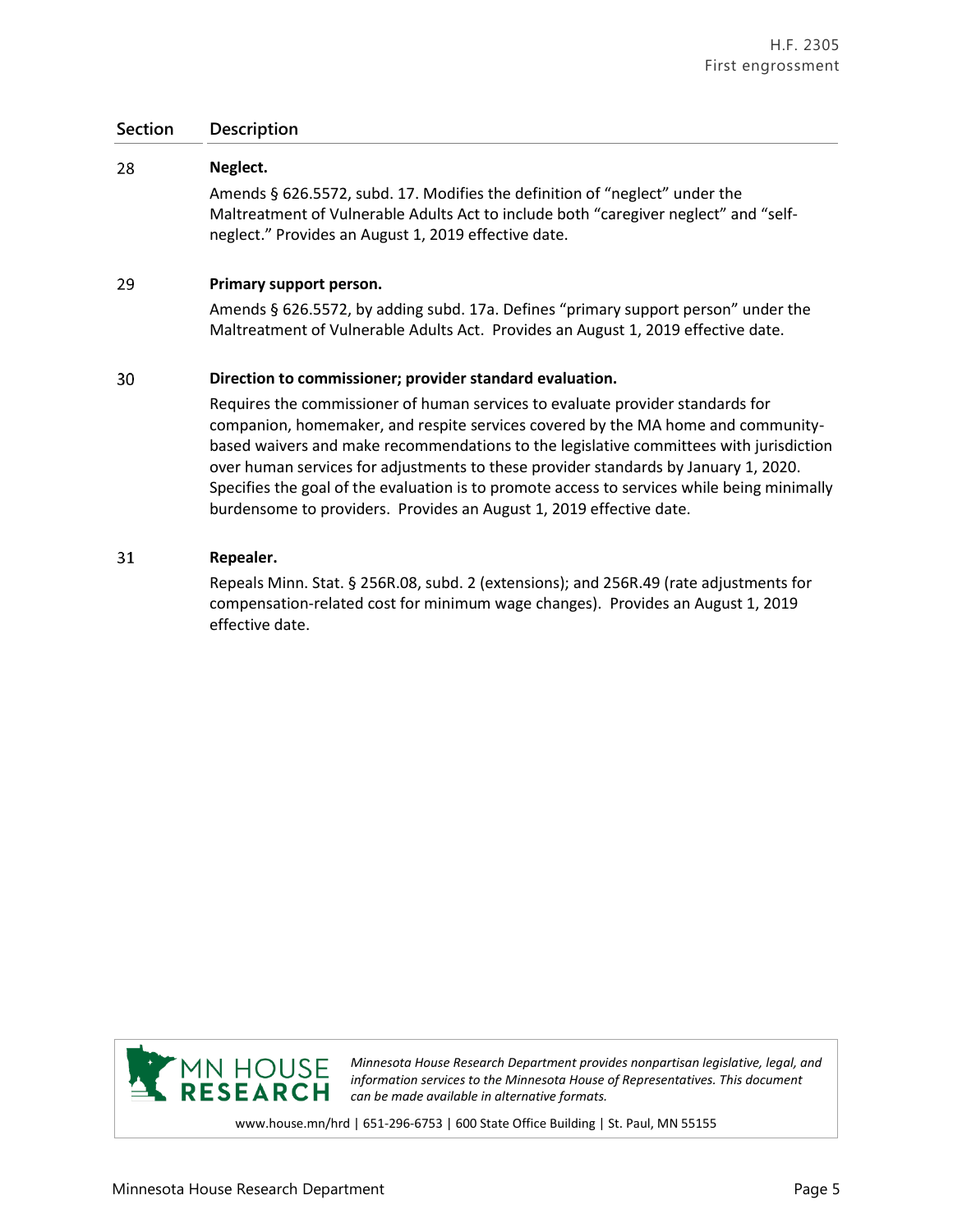| Section | Description |
|---|---|
| 28 | **Neglect.**<br>Amends § 626.5572, subd. 17. Modifies the definition of "neglect" under the Maltreatment of Vulnerable Adults Act to include both "caregiver neglect" and "self-neglect." Provides an August 1, 2019 effective date. |
| 29 | **Primary support person.**<br>Amends § 626.5572, by adding subd. 17a. Defines "primary support person" under the Maltreatment of Vulnerable Adults Act. Provides an August 1, 2019 effective date. |
| 30 | **Direction to commissioner; provider standard evaluation.**<br>Requires the commissioner of human services to evaluate provider standards for companion, homemaker, and respite services covered by the MA home and community-based waivers and make recommendations to the legislative committees with jurisdiction over human services for adjustments to these provider standards by January 1, 2020. Specifies the goal of the evaluation is to promote access to services while being minimally burdensome to providers. Provides an August 1, 2019 effective date. |
| 31 | **Repealer.**<br>Repeals Minn. Stat. § 256R.08, subd. 2 (extensions); and 256R.49 (rate adjustments for compensation-related cost for minimum wage changes). Provides an August 1, 2019 effective date. |

MN HOUSE RESEARCH

*Minnesota House Research Department provides nonpartisan legislative, legal, and information services to the Minnesota House of Representatives. This document can be made available in alternative formats.*

www.house.mn/hrd | 651-296-6753 | 600 State Office Building | St. Paul, MN 55155